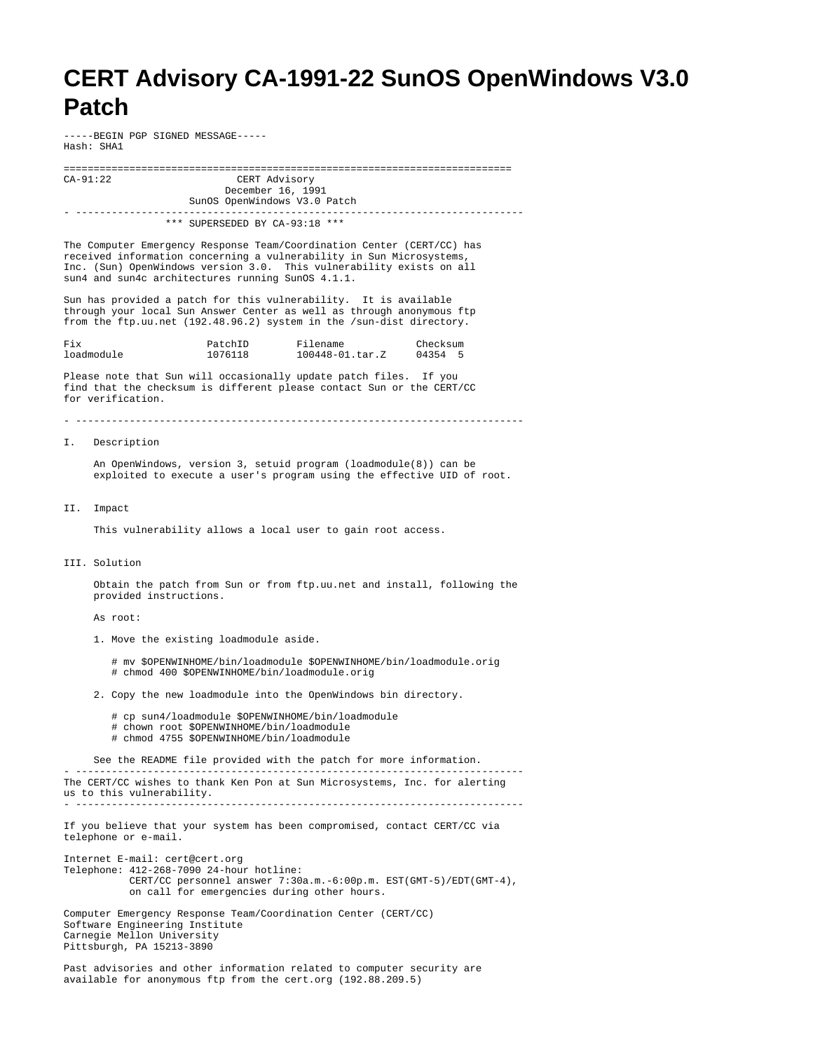# CERT Advisory CA-1991-22 SunOS OpenWindows V3.0 Patch

-----BEGIN PGP SIGNED MESSAGE-----
Hash: SHA1

```
===========================================================================
CA-91:22                        CERT Advisory
                              December 16, 1991
                        SunOS OpenWindows V3.0 Patch
- ---------------------------------------------------------------------------
                      *** SUPERSEDED BY CA-93:18 ***
```

The Computer Emergency Response Team/Coordination Center (CERT/CC) has received information concerning a vulnerability in Sun Microsystems, Inc. (Sun) OpenWindows version 3.0. This vulnerability exists on all sun4 and sun4c architectures running SunOS 4.1.1.

Sun has provided a patch for this vulnerability. It is available through your local Sun Answer Center as well as through anonymous ftp from the ftp.uu.net (192.48.96.2) system in the /sun-dist directory.

| Fix | PatchID | Filename | Checksum |
| --- | --- | --- | --- |
| loadmodule | 1076118 | 100448-01.tar.Z | 04354 5 |

Please note that Sun will occasionally update patch files. If you find that the checksum is different please contact Sun or the CERT/CC for verification.

- ---------------------------------------------------------------------------

I. Description

An OpenWindows, version 3, setuid program (loadmodule(8)) can be exploited to execute a user's program using the effective UID of root.

II. Impact

This vulnerability allows a local user to gain root access.

III. Solution

Obtain the patch from Sun or from ftp.uu.net and install, following the provided instructions.

As root:

1. Move the existing loadmodule aside.

```
# mv $OPENWINHOME/bin/loadmodule $OPENWINHOME/bin/loadmodule.orig
# chmod 400 $OPENWINHOME/bin/loadmodule.orig
```

2. Copy the new loadmodule into the OpenWindows bin directory.

```
# cp sun4/loadmodule $OPENWINHOME/bin/loadmodule
# chown root $OPENWINHOME/bin/loadmodule
# chmod 4755 $OPENWINHOME/bin/loadmodule
```

See the README file provided with the patch for more information.

- ---------------------------------------------------------------------------

The CERT/CC wishes to thank Ken Pon at Sun Microsystems, Inc. for alerting us to this vulnerability.

- ---------------------------------------------------------------------------

If you believe that your system has been compromised, contact CERT/CC via telephone or e-mail.

Internet E-mail: cert@cert.org
Telephone: 412-268-7090 24-hour hotline:
CERT/CC personnel answer 7:30a.m.-6:00p.m. EST(GMT-5)/EDT(GMT-4), on call for emergencies during other hours.

Computer Emergency Response Team/Coordination Center (CERT/CC)
Software Engineering Institute
Carnegie Mellon University
Pittsburgh, PA 15213-3890

Past advisories and other information related to computer security are available for anonymous ftp from the cert.org (192.88.209.5)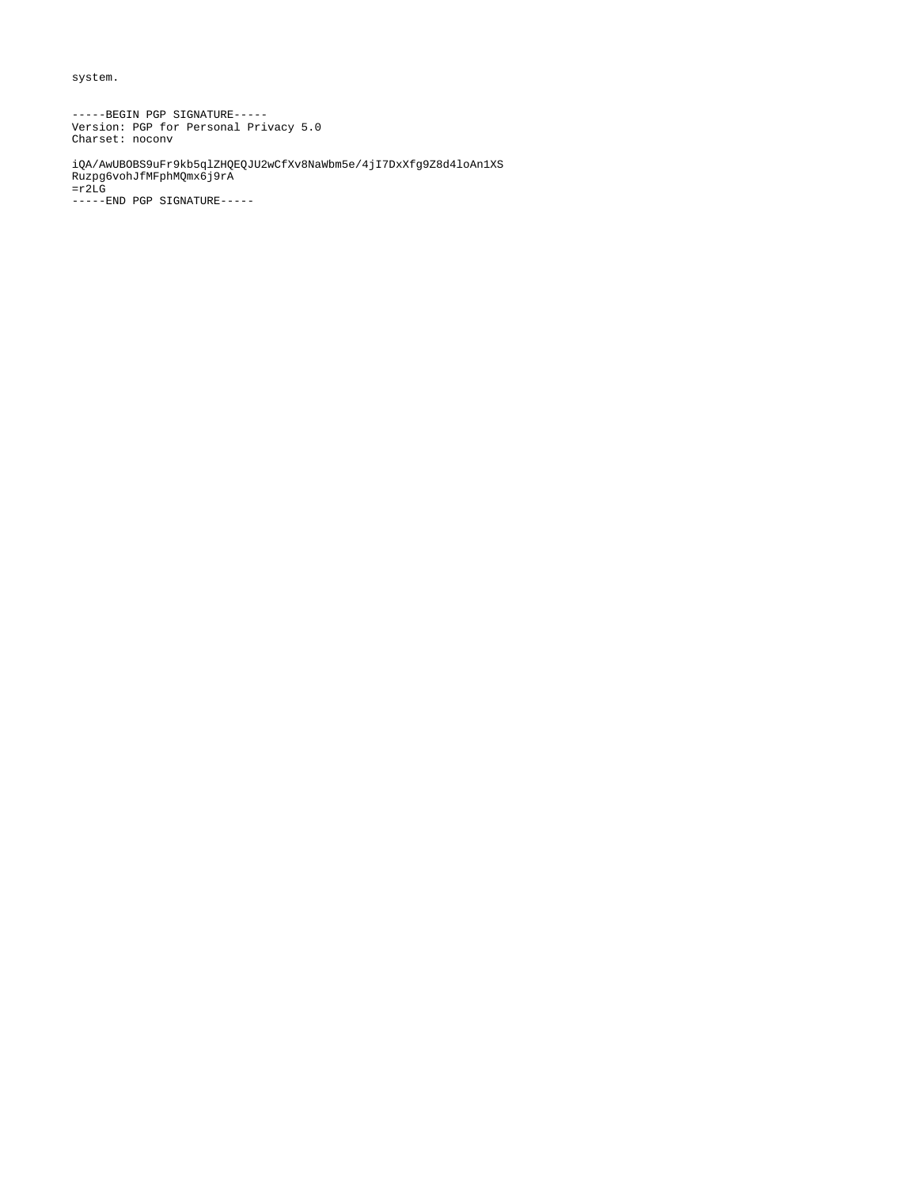system.

```
-----BEGIN PGP SIGNATURE-----
Version: PGP for Personal Privacy 5.0
Charset: noconv

iQA/AwUBOBS9uFr9kb5qlZHQEQJU2wCfXv8NaWbm5e/4jI7DxXfg9Z8d4loAn1XS
Ruzpg6vohJfMFphMQmx6j9rA
=r2LG
-----END PGP SIGNATURE-----
```